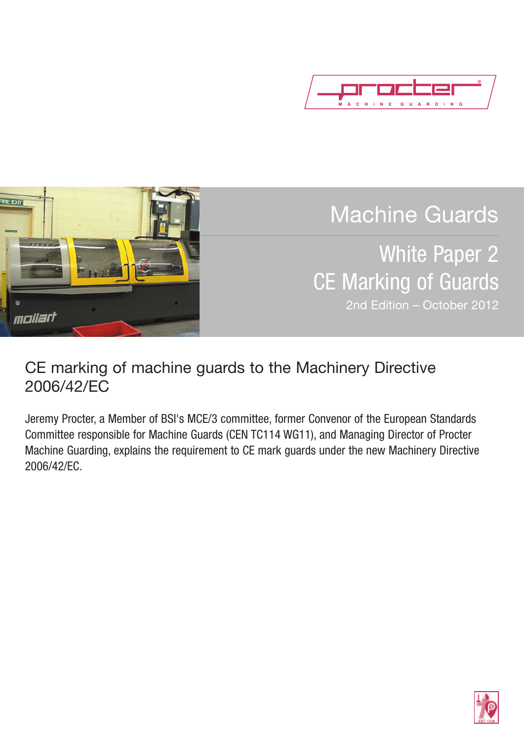# Machine Guards

## White Paper 2
## CE Marking of Guards

2nd Edition – October 2012

## CE marking of machine guards to the Machinery Directive 2006/42/EC

Jeremy Procter, a Member of BSI's MCE/3 committee, former Convenor of the European Standards Committee responsible for Machine Guards (CEN TC114 WG11), and Managing Director of Procter Machine Guarding, explains the requirement to CE mark guards under the new Machinery Directive 2006/42/EC.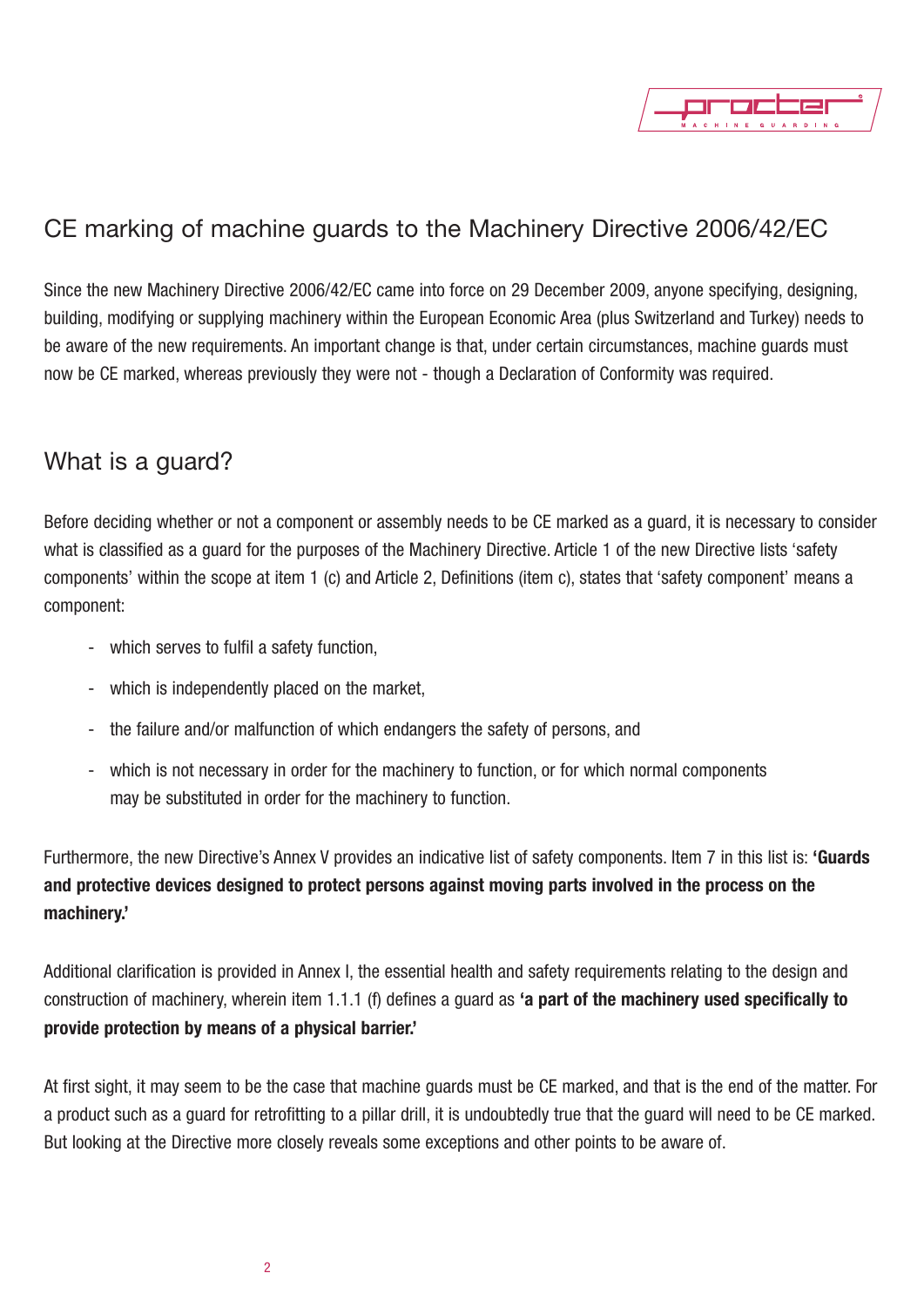## CE marking of machine guards to the Machinery Directive 2006/42/EC

Since the new Machinery Directive 2006/42/EC came into force on 29 December 2009, anyone specifying, designing, building, modifying or supplying machinery within the European Economic Area (plus Switzerland and Turkey) needs to be aware of the new requirements. An important change is that, under certain circumstances, machine guards must now be CE marked, whereas previously they were not - though a Declaration of Conformity was required.

## What is a guard?

Before deciding whether or not a component or assembly needs to be CE marked as a guard, it is necessary to consider what is classified as a guard for the purposes of the Machinery Directive. Article 1 of the new Directive lists 'safety components' within the scope at item 1 (c) and Article 2, Definitions (item c), states that 'safety component' means a component:

- which serves to fulfil a safety function,
- which is independently placed on the market,
- the failure and/or malfunction of which endangers the safety of persons, and
- which is not necessary in order for the machinery to function, or for which normal components may be substituted in order for the machinery to function.

Furthermore, the new Directive's Annex V provides an indicative list of safety components. Item 7 in this list is: **'Guards and protective devices designed to protect persons against moving parts involved in the process on the machinery.'**

Additional clarification is provided in Annex I, the essential health and safety requirements relating to the design and construction of machinery, wherein item 1.1.1 (f) defines a guard as **'a part of the machinery used specifically to provide protection by means of a physical barrier.'**

At first sight, it may seem to be the case that machine guards must be CE marked, and that is the end of the matter. For a product such as a guard for retrofitting to a pillar drill, it is undoubtedly true that the guard will need to be CE marked. But looking at the Directive more closely reveals some exceptions and other points to be aware of.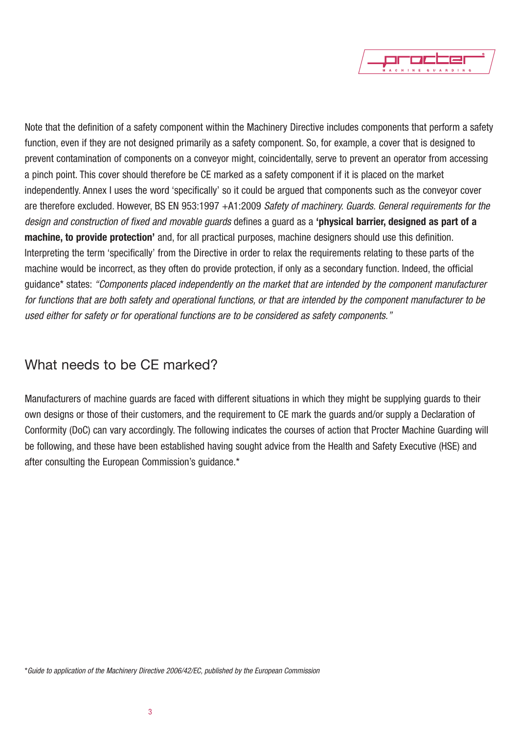Note that the definition of a safety component within the Machinery Directive includes components that perform a safety function, even if they are not designed primarily as a safety component. So, for example, a cover that is designed to prevent contamination of components on a conveyor might, coincidentally, serve to prevent an operator from accessing a pinch point. This cover should therefore be CE marked as a safety component if it is placed on the market independently. Annex I uses the word 'specifically' so it could be argued that components such as the conveyor cover are therefore excluded. However, BS EN 953:1997 +A1:2009 *Safety of machinery. Guards. General requirements for the design and construction of fixed and movable guards* defines a guard as a **'physical barrier, designed as part of a machine, to provide protection'** and, for all practical purposes, machine designers should use this definition. Interpreting the term 'specifically' from the Directive in order to relax the requirements relating to these parts of the machine would be incorrect, as they often do provide protection, if only as a secondary function. Indeed, the official guidance* states: *"Components placed independently on the market that are intended by the component manufacturer for functions that are both safety and operational functions, or that are intended by the component manufacturer to be used either for safety or for operational functions are to be considered as safety components."*

## What needs to be CE marked?

Manufacturers of machine guards are faced with different situations in which they might be supplying guards to their own designs or those of their customers, and the requirement to CE mark the guards and/or supply a Declaration of Conformity (DoC) can vary accordingly. The following indicates the courses of action that Procter Machine Guarding will be following, and these have been established having sought advice from the Health and Safety Executive (HSE) and after consulting the European Commission's guidance.*

**Guide to application of the Machinery Directive 2006/42/EC, published by the European Commission*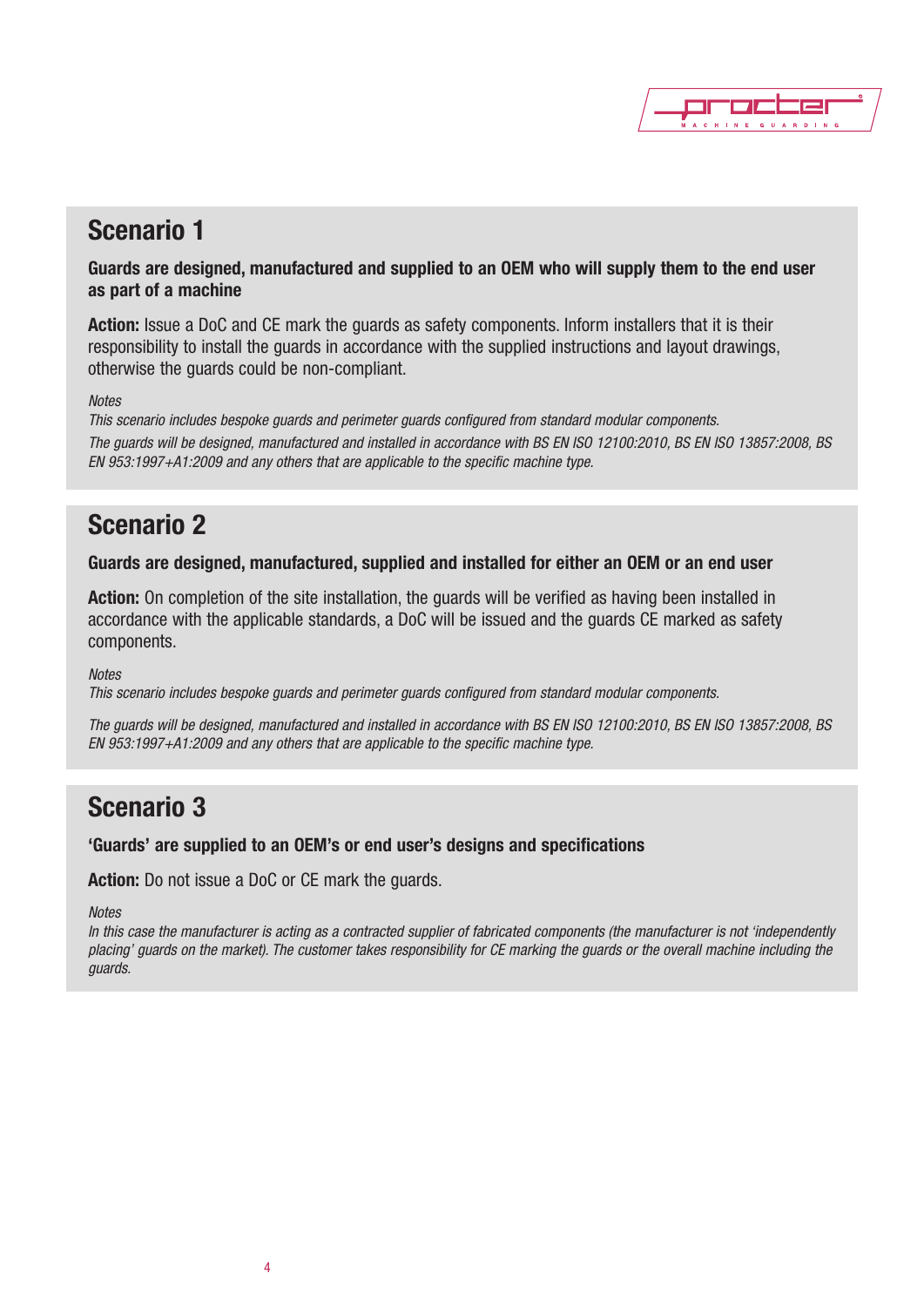## Scenario 1

**Guards are designed, manufactured and supplied to an OEM who will supply them to the end user as part of a machine**

**Action:** Issue a DoC and CE mark the guards as safety components. Inform installers that it is their responsibility to install the guards in accordance with the supplied instructions and layout drawings, otherwise the guards could be non-compliant.

*Notes*

*This scenario includes bespoke guards and perimeter guards configured from standard modular components.*

*The guards will be designed, manufactured and installed in accordance with BS EN ISO 12100:2010, BS EN ISO 13857:2008, BS EN 953:1997+A1:2009 and any others that are applicable to the specific machine type.*

## Scenario 2

**Guards are designed, manufactured, supplied and installed for either an OEM or an end user**

**Action:** On completion of the site installation, the guards will be verified as having been installed in accordance with the applicable standards, a DoC will be issued and the guards CE marked as safety components.

*Notes*

*This scenario includes bespoke guards and perimeter guards configured from standard modular components.*

*The guards will be designed, manufactured and installed in accordance with BS EN ISO 12100:2010, BS EN ISO 13857:2008, BS EN 953:1997+A1:2009 and any others that are applicable to the specific machine type.*

## Scenario 3

**'Guards' are supplied to an OEM's or end user's designs and specifications**

**Action:** Do not issue a DoC or CE mark the guards.

*Notes*

*In this case the manufacturer is acting as a contracted supplier of fabricated components (the manufacturer is not 'independently placing' guards on the market). The customer takes responsibility for CE marking the guards or the overall machine including the guards.*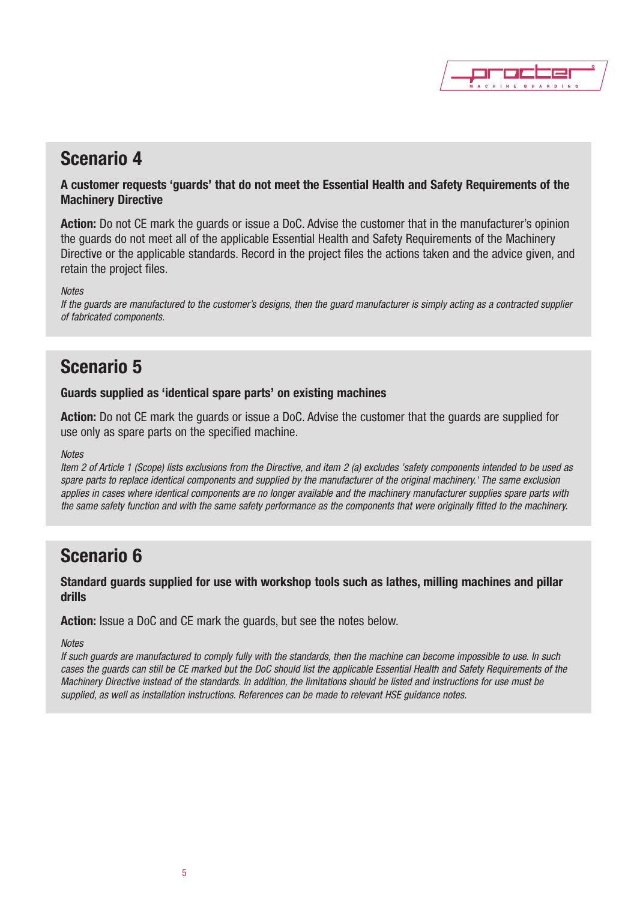## Scenario 4

**A customer requests 'guards' that do not meet the Essential Health and Safety Requirements of the Machinery Directive**

**Action:** Do not CE mark the guards or issue a DoC. Advise the customer that in the manufacturer's opinion the guards do not meet all of the applicable Essential Health and Safety Requirements of the Machinery Directive or the applicable standards. Record in the project files the actions taken and the advice given, and retain the project files.

*Notes*

*If the guards are manufactured to the customer's designs, then the guard manufacturer is simply acting as a contracted supplier of fabricated components.*

## Scenario 5

**Guards supplied as 'identical spare parts' on existing machines**

**Action:** Do not CE mark the guards or issue a DoC. Advise the customer that the guards are supplied for use only as spare parts on the specified machine.

*Notes*

*Item 2 of Article 1 (Scope) lists exclusions from the Directive, and item 2 (a) excludes 'safety components intended to be used as spare parts to replace identical components and supplied by the manufacturer of the original machinery.' The same exclusion applies in cases where identical components are no longer available and the machinery manufacturer supplies spare parts with the same safety function and with the same safety performance as the components that were originally fitted to the machinery.*

## Scenario 6

**Standard guards supplied for use with workshop tools such as lathes, milling machines and pillar drills**

**Action:** Issue a DoC and CE mark the guards, but see the notes below.

*Notes*

*If such guards are manufactured to comply fully with the standards, then the machine can become impossible to use. In such cases the guards can still be CE marked but the DoC should list the applicable Essential Health and Safety Requirements of the Machinery Directive instead of the standards. In addition, the limitations should be listed and instructions for use must be supplied, as well as installation instructions. References can be made to relevant HSE guidance notes.*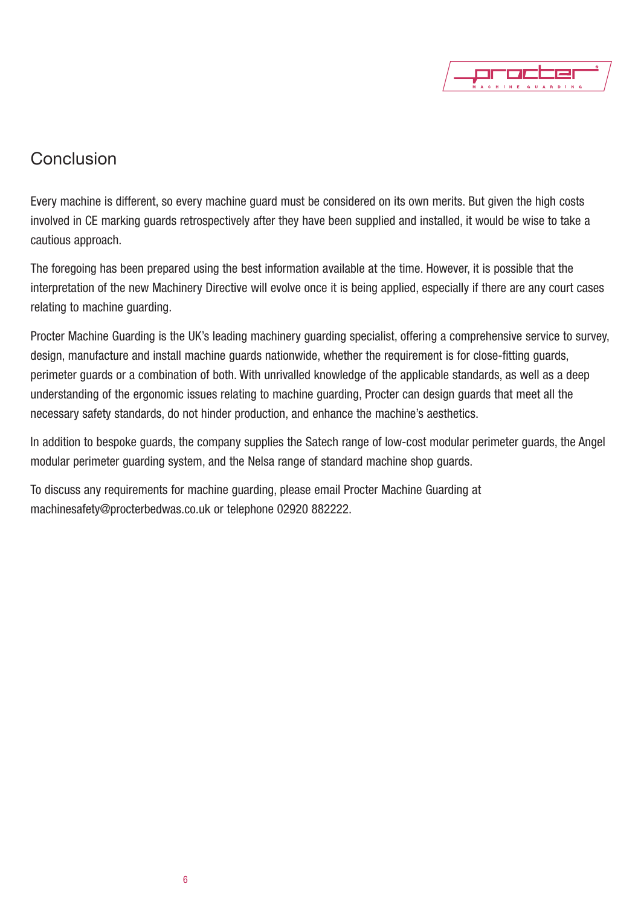## Conclusion

Every machine is different, so every machine guard must be considered on its own merits. But given the high costs involved in CE marking guards retrospectively after they have been supplied and installed, it would be wise to take a cautious approach.

The foregoing has been prepared using the best information available at the time. However, it is possible that the interpretation of the new Machinery Directive will evolve once it is being applied, especially if there are any court cases relating to machine guarding.

Procter Machine Guarding is the UK's leading machinery guarding specialist, offering a comprehensive service to survey, design, manufacture and install machine guards nationwide, whether the requirement is for close-fitting guards, perimeter guards or a combination of both. With unrivalled knowledge of the applicable standards, as well as a deep understanding of the ergonomic issues relating to machine guarding, Procter can design guards that meet all the necessary safety standards, do not hinder production, and enhance the machine's aesthetics.

In addition to bespoke guards, the company supplies the Satech range of low-cost modular perimeter guards, the Angel modular perimeter guarding system, and the Nelsa range of standard machine shop guards.

To discuss any requirements for machine guarding, please email Procter Machine Guarding at machinesafety@procterbedwas.co.uk or telephone 02920 882222.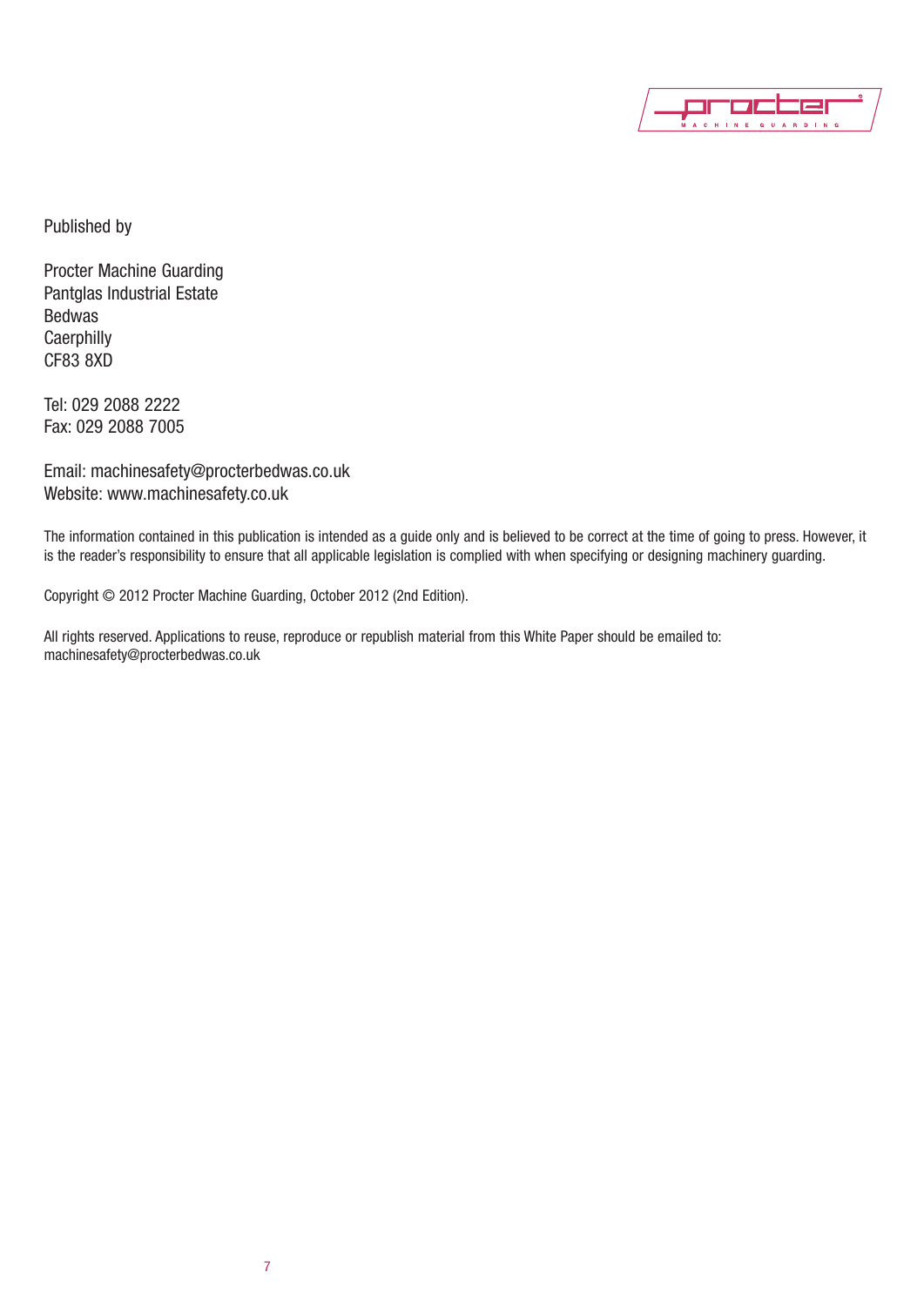Published by

Procter Machine Guarding
Pantglas Industrial Estate
Bedwas
Caerphilly
CF83 8XD

Tel: 029 2088 2222
Fax: 029 2088 7005

Email: machinesafety@procterbedwas.co.uk
Website: www.machinesafety.co.uk

The information contained in this publication is intended as a guide only and is believed to be correct at the time of going to press. However, it is the reader's responsibility to ensure that all applicable legislation is complied with when specifying or designing machinery guarding.

Copyright © 2012 Procter Machine Guarding, October 2012 (2nd Edition).

All rights reserved. Applications to reuse, reproduce or republish material from this White Paper should be emailed to:
machinesafety@procterbedwas.co.uk